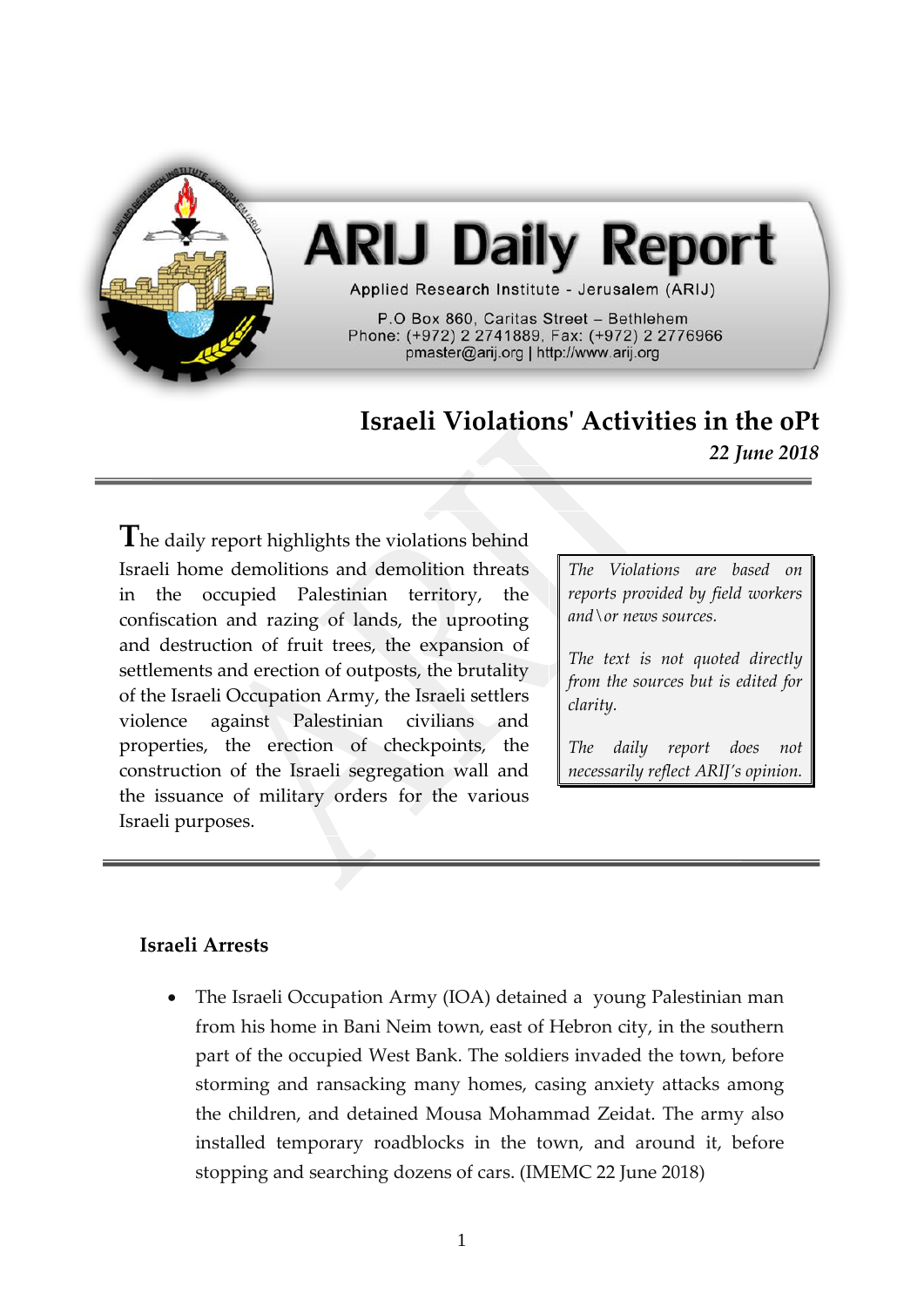# ARIJ Daily Report

Applied Research Institute - Jerusalem (ARIJ)

P.O Box 860, Caritas Street – Bethlehem
Phone: (+972) 2 2741889, Fax: (+972) 2 2776966
pmaster@arij.org | http://www.arij.org

## Israeli Violations' Activities in the oPt

*22 June 2018*

---

The daily report highlights the violations behind Israeli home demolitions and demolition threats in the occupied Palestinian territory, the confiscation and razing of lands, the uprooting and destruction of fruit trees, the expansion of settlements and erection of outposts, the brutality of the Israeli Occupation Army, the Israeli settlers violence against Palestinian civilians and properties, the erection of checkpoints, the construction of the Israeli segregation wall and the issuance of military orders for the various Israeli purposes.

*The Violations are based on reports provided by field workers and\or news sources.*

*The text is not quoted directly from the sources but is edited for clarity.*

*The daily report does not necessarily reflect ARIJ's opinion.*

---

### Israeli Arrests

- The Israeli Occupation Army (IOA) detained a young Palestinian man from his home in Bani Neim town, east of Hebron city, in the southern part of the occupied West Bank. The soldiers invaded the town, before storming and ransacking many homes, casing anxiety attacks among the children, and detained Mousa Mohammad Zeidat. The army also installed temporary roadblocks in the town, and around it, before stopping and searching dozens of cars. (IMEMC 22 June 2018)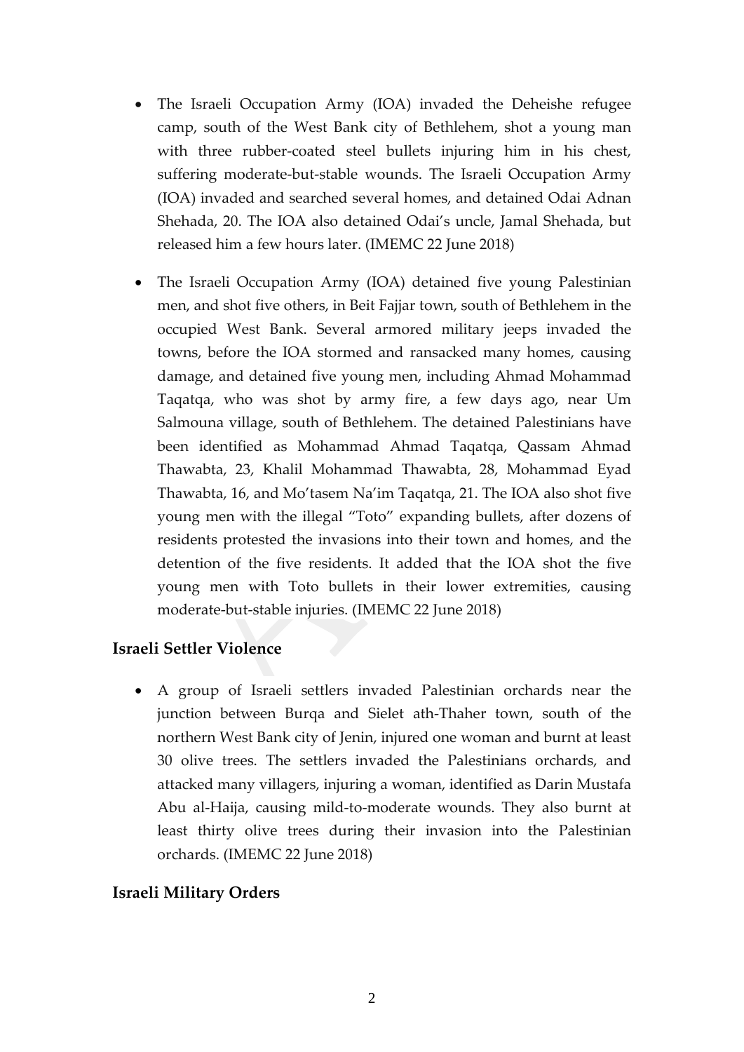- The Israeli Occupation Army (IOA) invaded the Deheishe refugee camp, south of the West Bank city of Bethlehem, shot a young man with three rubber-coated steel bullets injuring him in his chest, suffering moderate-but-stable wounds. The Israeli Occupation Army (IOA) invaded and searched several homes, and detained Odai Adnan Shehada, 20. The IOA also detained Odai's uncle, Jamal Shehada, but released him a few hours later. (IMEMC 22 June 2018)

- The Israeli Occupation Army (IOA) detained five young Palestinian men, and shot five others, in Beit Fajjar town, south of Bethlehem in the occupied West Bank. Several armored military jeeps invaded the towns, before the IOA stormed and ransacked many homes, causing damage, and detained five young men, including Ahmad Mohammad Taqatqa, who was shot by army fire, a few days ago, near Um Salmouna village, south of Bethlehem. The detained Palestinians have been identified as Mohammad Ahmad Taqatqa, Qassam Ahmad Thawabta, 23, Khalil Mohammad Thawabta, 28, Mohammad Eyad Thawabta, 16, and Mo'tasem Na'im Taqatqa, 21. The IOA also shot five young men with the illegal "Toto" expanding bullets, after dozens of residents protested the invasions into their town and homes, and the detention of the five residents. It added that the IOA shot the five young men with Toto bullets in their lower extremities, causing moderate-but-stable injuries. (IMEMC 22 June 2018)

## Israeli Settler Violence

- A group of Israeli settlers invaded Palestinian orchards near the junction between Burqa and Sielet ath-Thaher town, south of the northern West Bank city of Jenin, injured one woman and burnt at least 30 olive trees. The settlers invaded the Palestinians orchards, and attacked many villagers, injuring a woman, identified as Darin Mustafa Abu al-Haija, causing mild-to-moderate wounds. They also burnt at least thirty olive trees during their invasion into the Palestinian orchards. (IMEMC 22 June 2018)

## Israeli Military Orders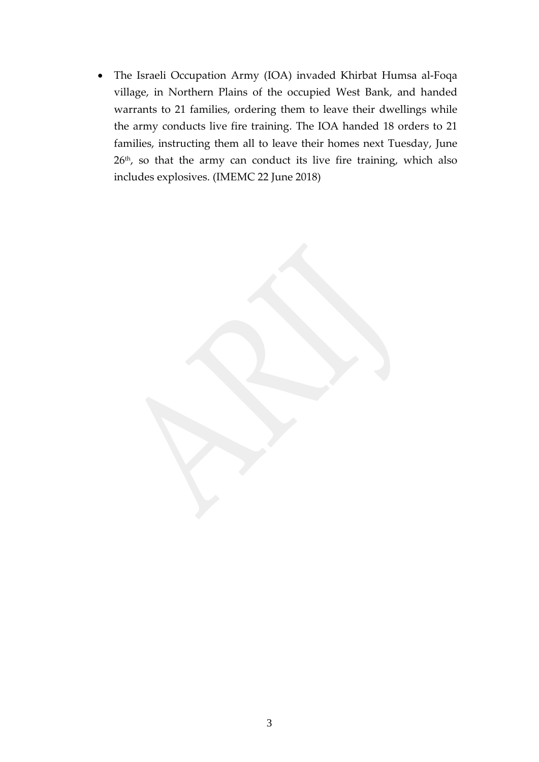- The Israeli Occupation Army (IOA) invaded Khirbat Humsa al-Foqa village, in Northern Plains of the occupied West Bank, and handed warrants to 21 families, ordering them to leave their dwellings while the army conducts live fire training. The IOA handed 18 orders to 21 families, instructing them all to leave their homes next Tuesday, June 26th, so that the army can conduct its live fire training, which also includes explosives. (IMEMC 22 June 2018)